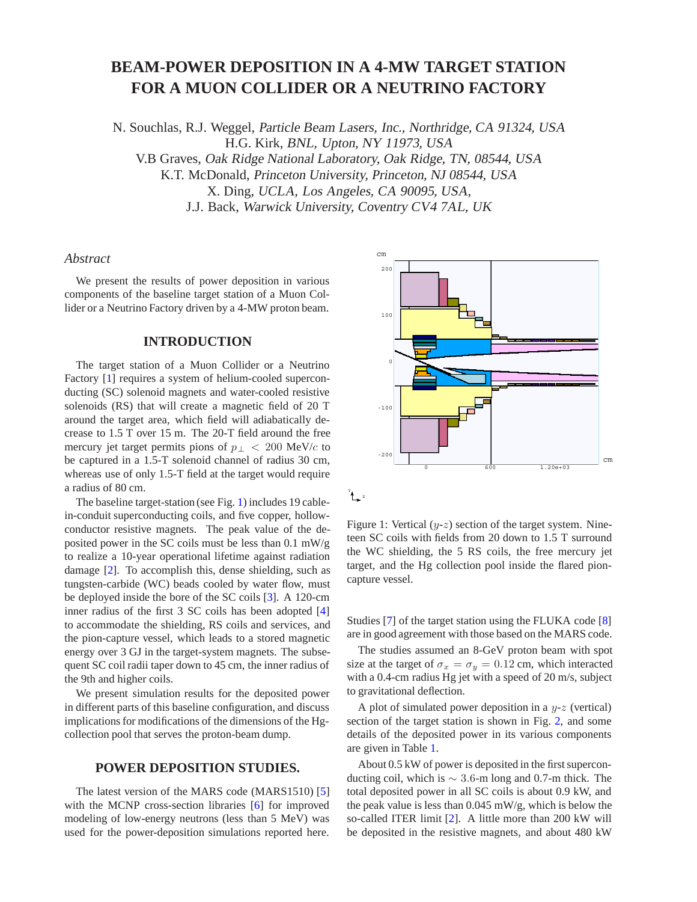# BEAM-POWER DEPOSITION IN A 4-MW TARGET STATION FOR A MUON COLLIDER OR A NEUTRINO FACTORY

N. Souchlas, R.J. Weggel, *Particle Beam Lasers, Inc., Northridge, CA 91324, USA*
H.G. Kirk, *BNL, Upton, NY 11973, USA*
V.B Graves, *Oak Ridge National Laboratory, Oak Ridge, TN, 08544, USA*
K.T. McDonald, *Princeton University, Princeton, NJ 08544, USA*
X. Ding, *UCLA, Los Angeles, CA 90095, USA*,
J.J. Back, *Warwick University, Coventry CV4 7AL, UK*

## *Abstract*

We present the results of power deposition in various components of the baseline target station of a Muon Collider or a Neutrino Factory driven by a 4-MW proton beam.

## INTRODUCTION

The target station of a Muon Collider or a Neutrino Factory [1] requires a system of helium-cooled superconducting (SC) solenoid magnets and water-cooled resistive solenoids (RS) that will create a magnetic field of 20 T around the target area, which field will adiabatically decrease to 1.5 T over 15 m. The 20-T field around the free mercury jet target permits pions of $p_\perp < 200$ MeV/$c$ to be captured in a 1.5-T solenoid channel of radius 30 cm, whereas use of only 1.5-T field at the target would require a radius of 80 cm.

The baseline target-station (see Fig. 1) includes 19 cable-in-conduit superconducting coils, and five copper, hollow-conductor resistive magnets. The peak value of the deposited power in the SC coils must be less than 0.1 mW/g to realize a 10-year operational lifetime against radiation damage [2]. To accomplish this, dense shielding, such as tungsten-carbide (WC) beads cooled by water flow, must be deployed inside the bore of the SC coils [3]. A 120-cm inner radius of the first 3 SC coils has been adopted [4] to accommodate the shielding, RS coils and services, and the pion-capture vessel, which leads to a stored magnetic energy over 3 GJ in the target-system magnets. The subsequent SC coil radii taper down to 45 cm, the inner radius of the 9th and higher coils.

We present simulation results for the deposited power in different parts of this baseline configuration, and discuss implications for modifications of the dimensions of the Hg-collection pool that serves the proton-beam dump.

## POWER DEPOSITION STUDIES.

The latest version of the MARS code (MARS1510) [5] with the MCNP cross-section libraries [6] for improved modeling of low-energy neutrons (less than 5 MeV) was used for the power-deposition simulations reported here.

Figure 1: Vertical ($y$-$z$) section of the target system. Nineteen SC coils with fields from 20 down to 1.5 T surround the WC shielding, the 5 RS coils, the free mercury jet target, and the Hg collection pool inside the flared pion-capture vessel.

Studies [7] of the target station using the FLUKA code [8] are in good agreement with those based on the MARS code.

The studies assumed an 8-GeV proton beam with spot size at the target of $\sigma_x = \sigma_y = 0.12$ cm, which interacted with a 0.4-cm radius Hg jet with a speed of 20 m/s, subject to gravitational deflection.

A plot of simulated power deposition in a $y$-$z$ (vertical) section of the target station is shown in Fig. 2, and some details of the deposited power in its various components are given in Table 1.

About 0.5 kW of power is deposited in the first superconducting coil, which is $\sim 3.6$-m long and 0.7-m thick. The total deposited power in all SC coils is about 0.9 kW, and the peak value is less than 0.045 mW/g, which is below the so-called ITER limit [2]. A little more than 200 kW will be deposited in the resistive magnets, and about 480 kW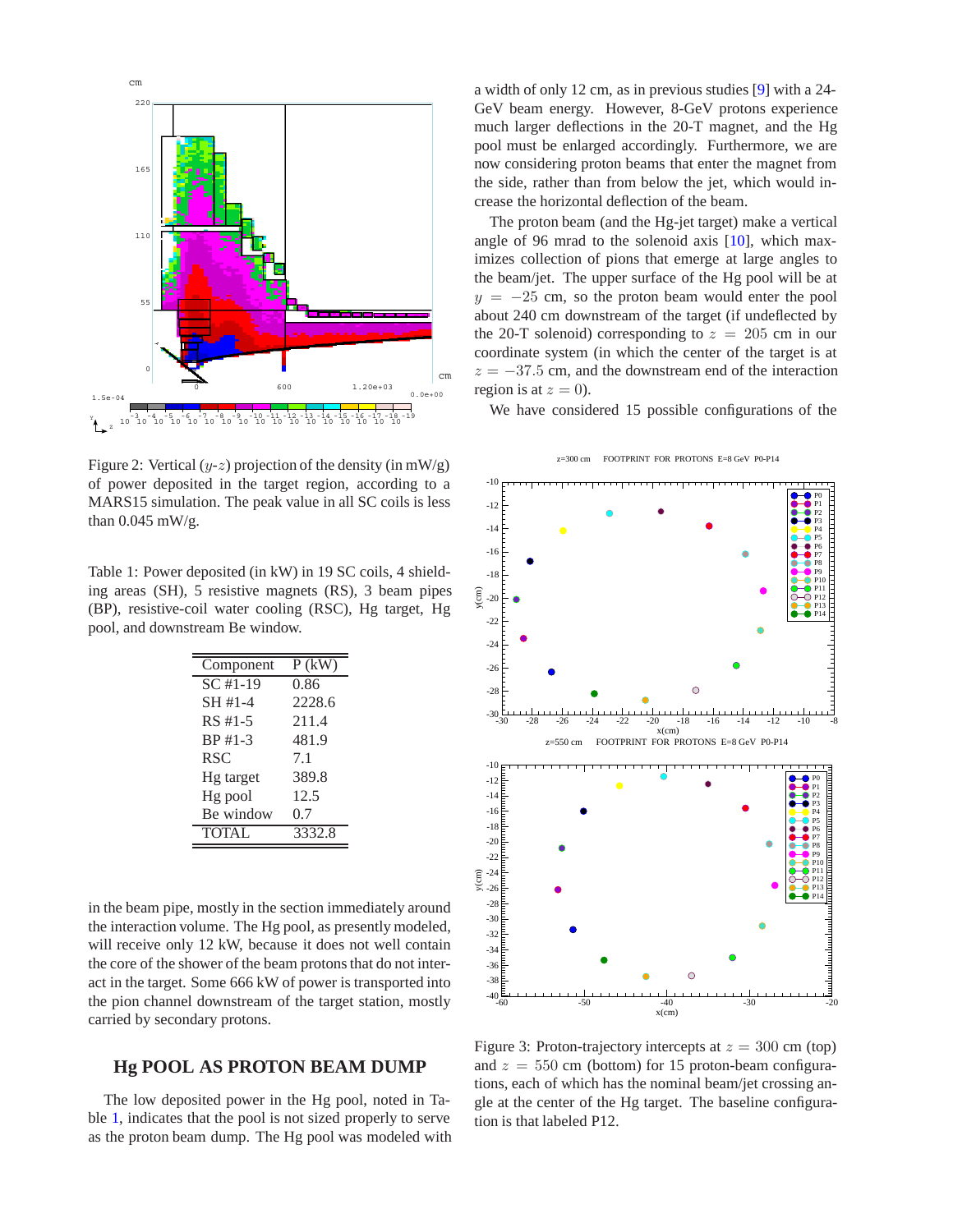Figure 2: Vertical ($y$-$z$) projection of the density (in mW/g) of power deposited in the target region, according to a MARS15 simulation. The peak value in all SC coils is less than 0.045 mW/g.

Table 1: Power deposited (in kW) in 19 SC coils, 4 shielding areas (SH), 5 resistive magnets (RS), 3 beam pipes (BP), resistive-coil water cooling (RSC), Hg target, Hg pool, and downstream Be window.

| Component | P (kW) |
| --- | --- |
| SC #1-19 | 0.86 |
| SH #1-4 | 2228.6 |
| RS #1-5 | 211.4 |
| BP #1-3 | 481.9 |
| RSC | 7.1 |
| Hg target | 389.8 |
| Hg pool | 12.5 |
| Be window | 0.7 |
| TOTAL | 3332.8 |

in the beam pipe, mostly in the section immediately around the interaction volume. The Hg pool, as presently modeled, will receive only 12 kW, because it does not well contain the core of the shower of the beam protons that do not interact in the target. Some 666 kW of power is transported into the pion channel downstream of the target station, mostly carried by secondary protons.

## Hg POOL AS PROTON BEAM DUMP

The low deposited power in the Hg pool, noted in Table 1, indicates that the pool is not sized properly to serve as the proton beam dump. The Hg pool was modeled with a width of only 12 cm, as in previous studies [9] with a 24-GeV beam energy. However, 8-GeV protons experience much larger deflections in the 20-T magnet, and the Hg pool must be enlarged accordingly. Furthermore, we are now considering proton beams that enter the magnet from the side, rather than from below the jet, which would increase the horizontal deflection of the beam.

The proton beam (and the Hg-jet target) make a vertical angle of 96 mrad to the solenoid axis [10], which maximizes collection of pions that emerge at large angles to the beam/jet. The upper surface of the Hg pool will be at $y = -25$ cm, so the proton beam would enter the pool about 240 cm downstream of the target (if undeflected by the 20-T solenoid) corresponding to $z = 205$ cm in our coordinate system (in which the center of the target is at $z = -37.5$ cm, and the downstream end of the interaction region is at $z = 0$).

We have considered 15 possible configurations of the

Figure 3: Proton-trajectory intercepts at $z = 300$ cm (top) and $z = 550$ cm (bottom) for 15 proton-beam configurations, each of which has the nominal beam/jet crossing angle at the center of the Hg target. The baseline configuration is that labeled P12.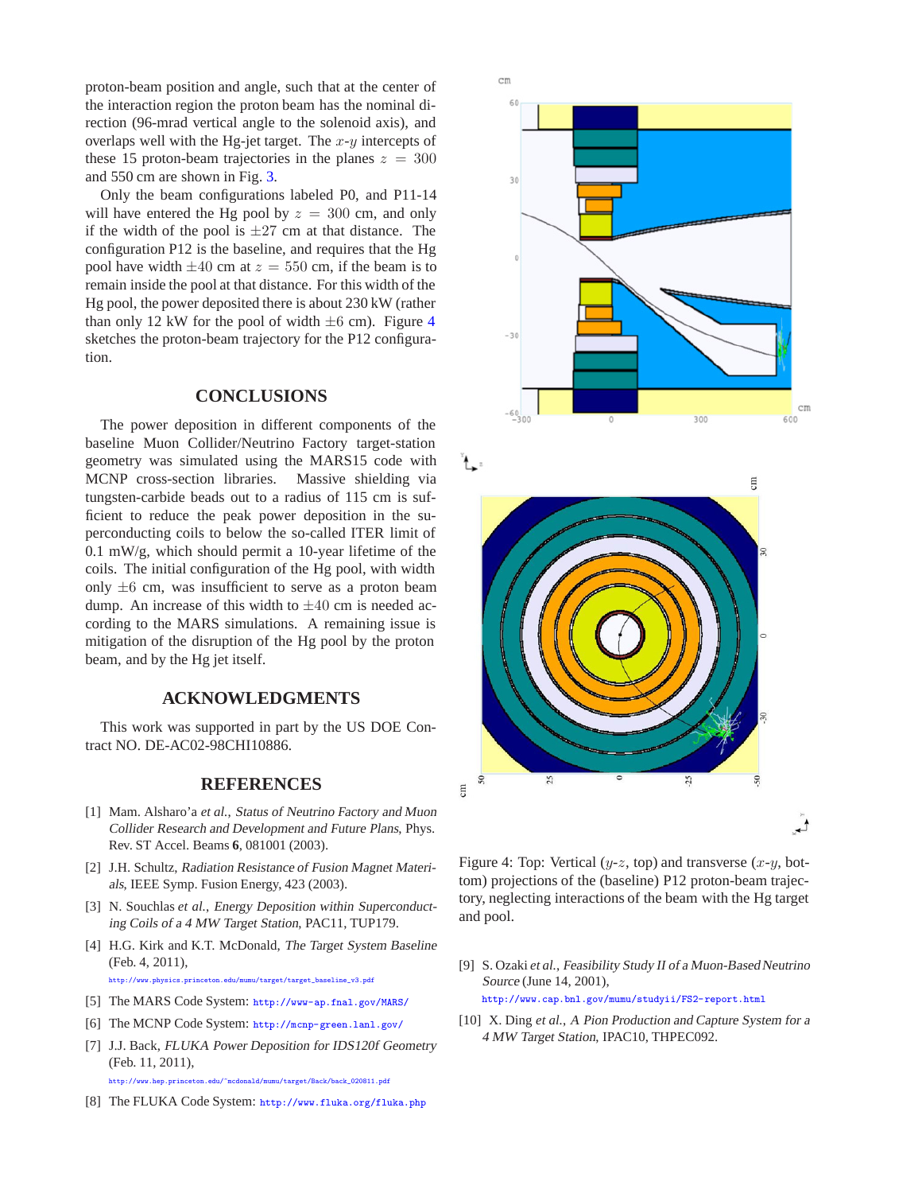proton-beam position and angle, such that at the center of the interaction region the proton beam has the nominal direction (96-mrad vertical angle to the solenoid axis), and overlaps well with the Hg-jet target. The $x$-$y$ intercepts of these 15 proton-beam trajectories in the planes $z = 300$ and 550 cm are shown in Fig. 3.

Only the beam configurations labeled P0, and P11-14 will have entered the Hg pool by $z = 300$ cm, and only if the width of the pool is $\pm 27$ cm at that distance. The configuration P12 is the baseline, and requires that the Hg pool have width $\pm 40$ cm at $z = 550$ cm, if the beam is to remain inside the pool at that distance. For this width of the Hg pool, the power deposited there is about 230 kW (rather than only 12 kW for the pool of width $\pm 6$ cm). Figure 4 sketches the proton-beam trajectory for the P12 configuration.

## CONCLUSIONS

The power deposition in different components of the baseline Muon Collider/Neutrino Factory target-station geometry was simulated using the MARS15 code with MCNP cross-section libraries. Massive shielding via tungsten-carbide beads out to a radius of 115 cm is sufficient to reduce the peak power deposition in the superconducting coils to below the so-called ITER limit of 0.1 mW/g, which should permit a 10-year lifetime of the coils. The initial configuration of the Hg pool, with width only $\pm 6$ cm, was insufficient to serve as a proton beam dump. An increase of this width to $\pm 40$ cm is needed according to the MARS simulations. A remaining issue is mitigation of the disruption of the Hg pool by the proton beam, and by the Hg jet itself.

## ACKNOWLEDGMENTS

This work was supported in part by the US DOE Contract NO. DE-AC02-98CHI10886.

## REFERENCES

[1] Mam. Alsharo'a *et al.*, *Status of Neutrino Factory and Muon Collider Research and Development and Future Plans*, Phys. Rev. ST Accel. Beams **6**, 081001 (2003).

[2] J.H. Schultz, *Radiation Resistance of Fusion Magnet Materials*, IEEE Symp. Fusion Energy, 423 (2003).

[3] N. Souchlas *et al.*, *Energy Deposition within Superconducting Coils of a 4 MW Target Station*, PAC11, TUP179.

[4] H.G. Kirk and K.T. McDonald, *The Target System Baseline* (Feb. 4, 2011), http://www.physics.princeton.edu/mumu/target/target_baseline_v3.pdf

[5] The MARS Code System: http://www-ap.fnal.gov/MARS/

[6] The MCNP Code System: http://mcnp-green.lanl.gov/

[7] J.J. Back, *FLUKA Power Deposition for IDS120f Geometry* (Feb. 11, 2011), http://www.hep.princeton.edu/~mcdonald/mumu/target/Back/back_020811.pdf

[8] The FLUKA Code System: http://www.fluka.org/fluka.php

cm
60
30
0
-30
-60
-300
0
300
600
cm

cm
30
0
-30
50
25
0
-25
-50
cm

Figure 4: Top: Vertical ($y$-$z$, top) and transverse ($x$-$y$, bottom) projections of the (baseline) P12 proton-beam trajectory, neglecting interactions of the beam with the Hg target and pool.

[9] S. Ozaki *et al.*, *Feasibility Study II of a Muon-Based Neutrino Source* (June 14, 2001), http://www.cap.bnl.gov/mumu/studyii/FS2-report.html

[10] X. Ding *et al.*, *A Pion Production and Capture System for a 4 MW Target Station*, IPAC10, THPEC092.